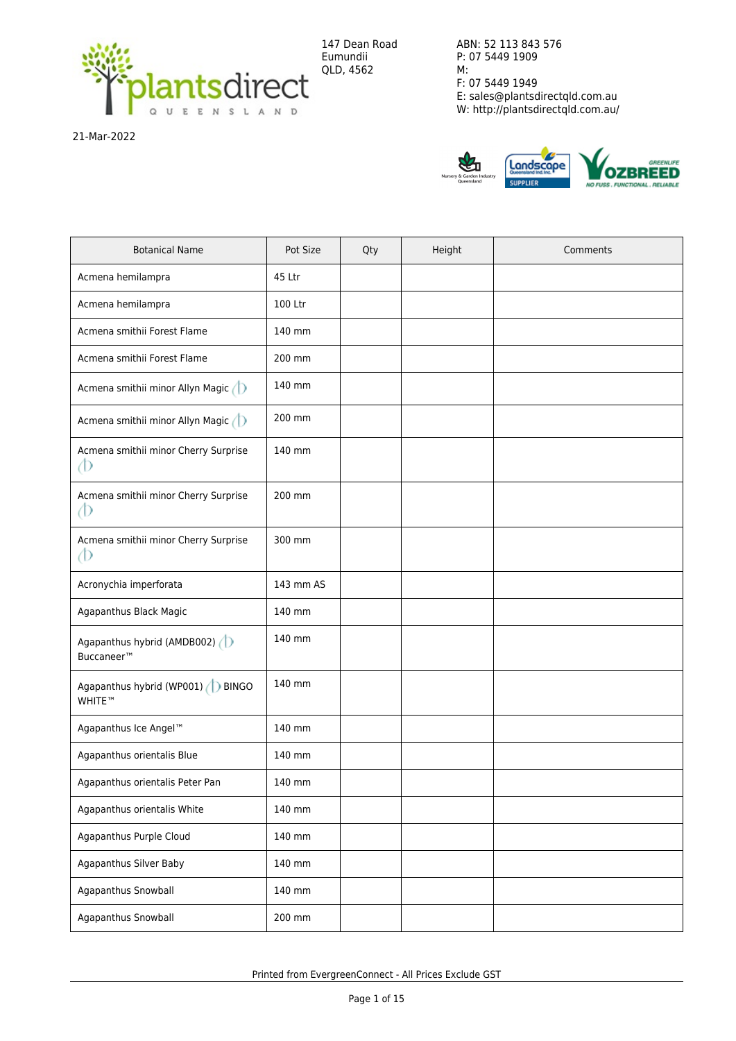plantsdirect QUEENSLAND

147 Dean Road
Eumundii
QLD, 4562

ABN: 52 113 843 576
P: 07 5449 1909
M:
F: 07 5449 1949
E: sales@plantsdirectqld.com.au
W: http://plantsdirectqld.com.au/

21-Mar-2022

| Botanical Name | Pot Size | Qty | Height | Comments |
|---|---|---|---|---|
| Acmena hemilampra | 45 Ltr | | | |
| Acmena hemilampra | 100 Ltr | | | |
| Acmena smithii Forest Flame | 140 mm | | | |
| Acmena smithii Forest Flame | 200 mm | | | |
| Acmena smithii minor Allyn Magic | 140 mm | | | |
| Acmena smithii minor Allyn Magic | 200 mm | | | |
| Acmena smithii minor Cherry Surprise | 140 mm | | | |
| Acmena smithii minor Cherry Surprise | 200 mm | | | |
| Acmena smithii minor Cherry Surprise | 300 mm | | | |
| Acronychia imperforata | 143 mm AS | | | |
| Agapanthus Black Magic | 140 mm | | | |
| Agapanthus hybrid (AMDB002) Buccaneer™ | 140 mm | | | |
| Agapanthus hybrid (WP001) BINGO WHITE™ | 140 mm | | | |
| Agapanthus Ice Angel™ | 140 mm | | | |
| Agapanthus orientalis Blue | 140 mm | | | |
| Agapanthus orientalis Peter Pan | 140 mm | | | |
| Agapanthus orientalis White | 140 mm | | | |
| Agapanthus Purple Cloud | 140 mm | | | |
| Agapanthus Silver Baby | 140 mm | | | |
| Agapanthus Snowball | 140 mm | | | |
| Agapanthus Snowball | 200 mm | | | |

Printed from EvergreenConnect - All Prices Exclude GST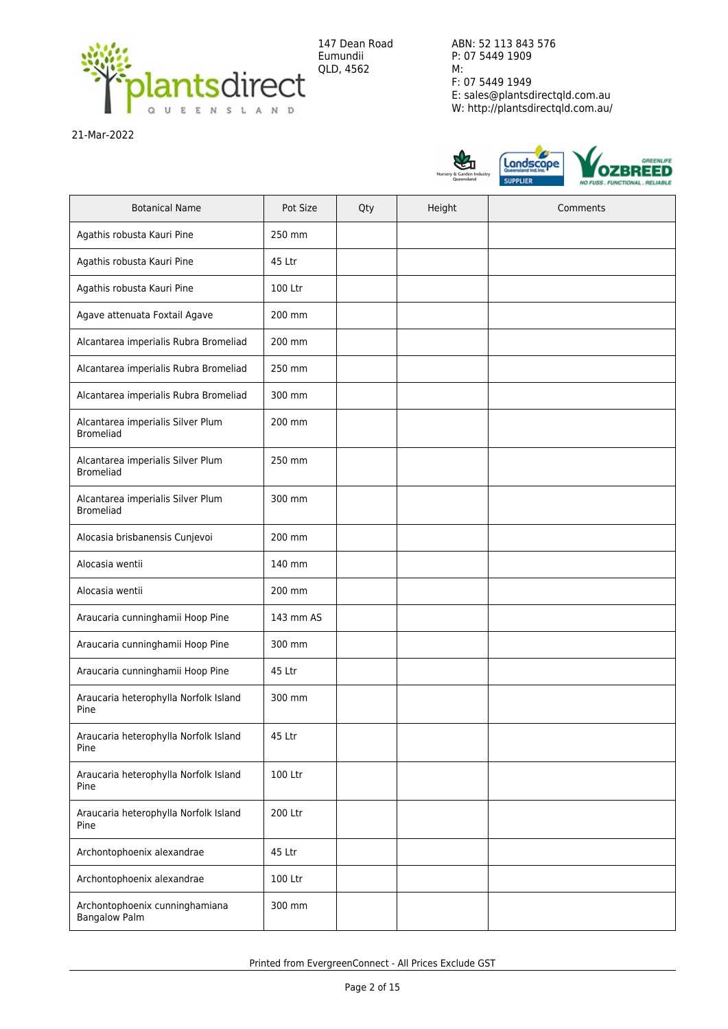147 Dean Road
Eumundii
QLD, 4562

ABN: 52 113 843 576
P: 07 5449 1909
M:
F: 07 5449 1949
E: sales@plantsdirectqld.com.au
W: http://plantsdirectqld.com.au/

21-Mar-2022

| Botanical Name | Pot Size | Qty | Height | Comments |
|---|---|---|---|---|
| Agathis robusta Kauri Pine | 250 mm | | | |
| Agathis robusta Kauri Pine | 45 Ltr | | | |
| Agathis robusta Kauri Pine | 100 Ltr | | | |
| Agave attenuata Foxtail Agave | 200 mm | | | |
| Alcantarea imperialis Rubra Bromeliad | 200 mm | | | |
| Alcantarea imperialis Rubra Bromeliad | 250 mm | | | |
| Alcantarea imperialis Rubra Bromeliad | 300 mm | | | |
| Alcantarea imperialis Silver Plum Bromeliad | 200 mm | | | |
| Alcantarea imperialis Silver Plum Bromeliad | 250 mm | | | |
| Alcantarea imperialis Silver Plum Bromeliad | 300 mm | | | |
| Alocasia brisbanensis Cunjevoi | 200 mm | | | |
| Alocasia wentii | 140 mm | | | |
| Alocasia wentii | 200 mm | | | |
| Araucaria cunninghamii Hoop Pine | 143 mm AS | | | |
| Araucaria cunninghamii Hoop Pine | 300 mm | | | |
| Araucaria cunninghamii Hoop Pine | 45 Ltr | | | |
| Araucaria heterophylla Norfolk Island Pine | 300 mm | | | |
| Araucaria heterophylla Norfolk Island Pine | 45 Ltr | | | |
| Araucaria heterophylla Norfolk Island Pine | 100 Ltr | | | |
| Araucaria heterophylla Norfolk Island Pine | 200 Ltr | | | |
| Archontophoenix alexandrae | 45 Ltr | | | |
| Archontophoenix alexandrae | 100 Ltr | | | |
| Archontophoenix cunninghamiana Bangalow Palm | 300 mm | | | |

Printed from EvergreenConnect - All Prices Exclude GST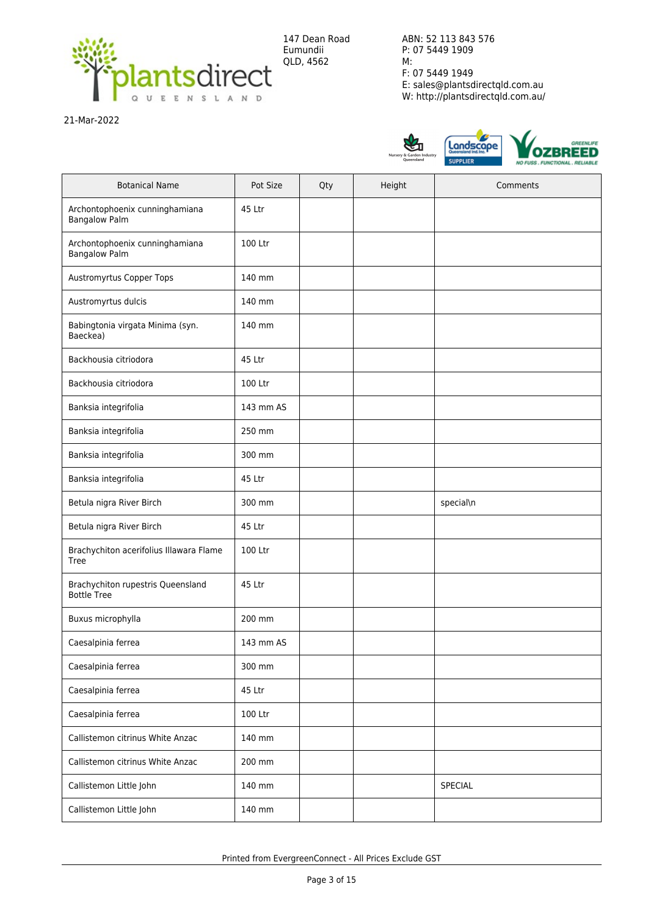147 Dean Road
Eumundii
QLD, 4562

ABN: 52 113 843 576
P: 07 5449 1909
M:
F: 07 5449 1949
E: sales@plantsdirectqld.com.au
W: http://plantsdirectqld.com.au/

21-Mar-2022

| Botanical Name | Pot Size | Qty | Height | Comments |
|---|---|---|---|---|
| Archontophoenix cunninghamiana Bangalow Palm | 45 Ltr | | | |
| Archontophoenix cunninghamiana Bangalow Palm | 100 Ltr | | | |
| Austromyrtus Copper Tops | 140 mm | | | |
| Austromyrtus dulcis | 140 mm | | | |
| Babingtonia virgata Minima (syn. Baeckea) | 140 mm | | | |
| Backhousia citriodora | 45 Ltr | | | |
| Backhousia citriodora | 100 Ltr | | | |
| Banksia integrifolia | 143 mm AS | | | |
| Banksia integrifolia | 250 mm | | | |
| Banksia integrifolia | 300 mm | | | |
| Banksia integrifolia | 45 Ltr | | | |
| Betula nigra River Birch | 300 mm | | | special\n |
| Betula nigra River Birch | 45 Ltr | | | |
| Brachychiton acerifolius Illawara Flame Tree | 100 Ltr | | | |
| Brachychiton rupestris Queensland Bottle Tree | 45 Ltr | | | |
| Buxus microphylla | 200 mm | | | |
| Caesalpinia ferrea | 143 mm AS | | | |
| Caesalpinia ferrea | 300 mm | | | |
| Caesalpinia ferrea | 45 Ltr | | | |
| Caesalpinia ferrea | 100 Ltr | | | |
| Callistemon citrinus White Anzac | 140 mm | | | |
| Callistemon citrinus White Anzac | 200 mm | | | |
| Callistemon Little John | 140 mm | | | SPECIAL |
| Callistemon Little John | 140 mm | | | |

Printed from EvergreenConnect - All Prices Exclude GST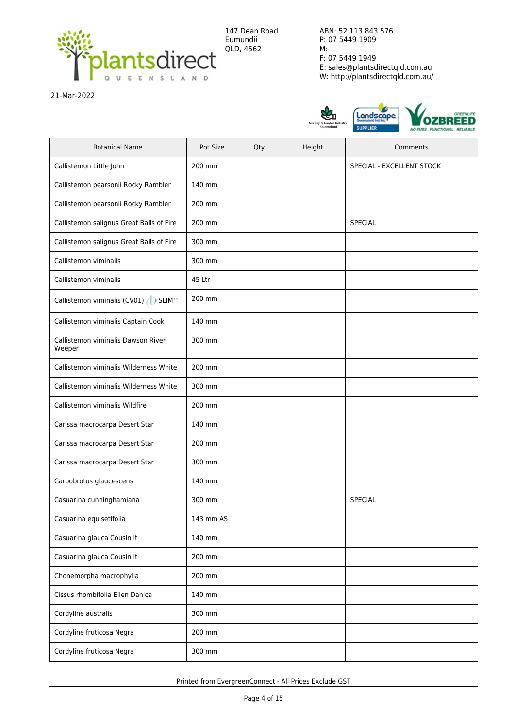plantsdirect QUEENSLAND

147 Dean Road
Eumundii
QLD, 4562

ABN: 52 113 843 576
P: 07 5449 1909
M:
F: 07 5449 1949
E: sales@plantsdirectqld.com.au
W: http://plantsdirectqld.com.au/

21-Mar-2022

| Botanical Name | Pot Size | Qty | Height | Comments |
|---|---|---|---|---|
| Callistemon Little John | 200 mm | | | SPECIAL - EXCELLENT STOCK |
| Callistemon pearsonii Rocky Rambler | 140 mm | | | |
| Callistemon pearsonii Rocky Rambler | 200 mm | | | |
| Callistemon salignus Great Balls of Fire | 200 mm | | | SPECIAL |
| Callistemon salignus Great Balls of Fire | 300 mm | | | |
| Callistemon viminalis | 300 mm | | | |
| Callistemon viminalis | 45 Ltr | | | |
| Callistemon viminalis (CV01) SLIM™ | 200 mm | | | |
| Callistemon viminalis Captain Cook | 140 mm | | | |
| Callistemon viminalis Dawson River Weeper | 300 mm | | | |
| Callistemon viminalis Wilderness White | 200 mm | | | |
| Callistemon viminalis Wilderness White | 300 mm | | | |
| Callistemon viminalis Wildfire | 200 mm | | | |
| Carissa macrocarpa Desert Star | 140 mm | | | |
| Carissa macrocarpa Desert Star | 200 mm | | | |
| Carissa macrocarpa Desert Star | 300 mm | | | |
| Carpobrotus glaucescens | 140 mm | | | |
| Casuarina cunninghamiana | 300 mm | | | SPECIAL |
| Casuarina equisetifolia | 143 mm AS | | | |
| Casuarina glauca Cousin It | 140 mm | | | |
| Casuarina glauca Cousin It | 200 mm | | | |
| Chonemorpha macrophylla | 200 mm | | | |
| Cissus rhombifolia Ellen Danica | 140 mm | | | |
| Cordyline australis | 300 mm | | | |
| Cordyline fruticosa Negra | 200 mm | | | |
| Cordyline fruticosa Negra | 300 mm | | | |

Printed from EvergreenConnect - All Prices Exclude GST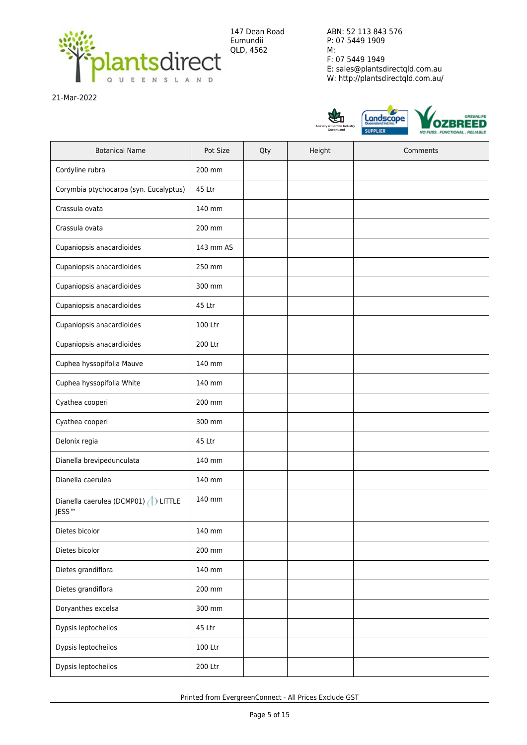147 Dean Road
Eumundii
QLD, 4562

ABN: 52 113 843 576
P: 07 5449 1909
M:
F: 07 5449 1949
E: sales@plantsdirectqld.com.au
W: http://plantsdirectqld.com.au/

21-Mar-2022

| Botanical Name | Pot Size | Qty | Height | Comments |
|---|---|---|---|---|
| Cordyline rubra | 200 mm | | | |
| Corymbia ptychocarpa (syn. Eucalyptus) | 45 Ltr | | | |
| Crassula ovata | 140 mm | | | |
| Crassula ovata | 200 mm | | | |
| Cupaniopsis anacardioides | 143 mm AS | | | |
| Cupaniopsis anacardioides | 250 mm | | | |
| Cupaniopsis anacardioides | 300 mm | | | |
| Cupaniopsis anacardioides | 45 Ltr | | | |
| Cupaniopsis anacardioides | 100 Ltr | | | |
| Cupaniopsis anacardioides | 200 Ltr | | | |
| Cuphea hyssopifolia Mauve | 140 mm | | | |
| Cuphea hyssopifolia White | 140 mm | | | |
| Cyathea cooperi | 200 mm | | | |
| Cyathea cooperi | 300 mm | | | |
| Delonix regia | 45 Ltr | | | |
| Dianella brevipedunculata | 140 mm | | | |
| Dianella caerulea | 140 mm | | | |
| Dianella caerulea (DCMP01) LITTLE JESS™ | 140 mm | | | |
| Dietes bicolor | 140 mm | | | |
| Dietes bicolor | 200 mm | | | |
| Dietes grandiflora | 140 mm | | | |
| Dietes grandiflora | 200 mm | | | |
| Doryanthes excelsa | 300 mm | | | |
| Dypsis leptocheilos | 45 Ltr | | | |
| Dypsis leptocheilos | 100 Ltr | | | |
| Dypsis leptocheilos | 200 Ltr | | | |

Printed from EvergreenConnect - All Prices Exclude GST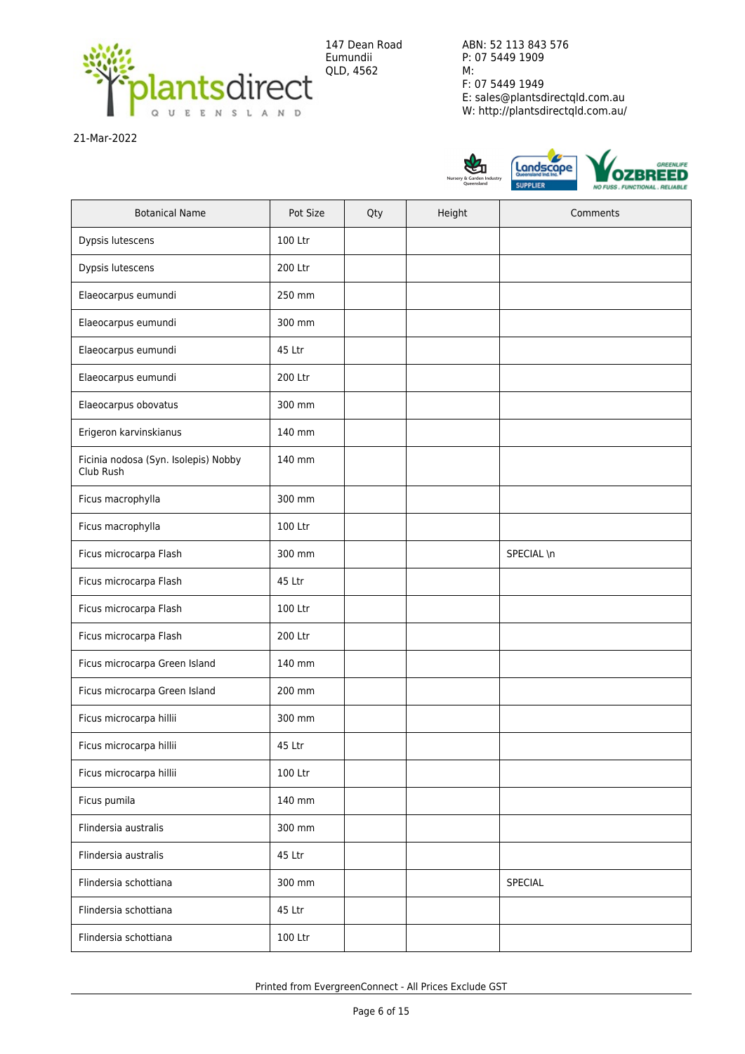147 Dean Road
Eumundii
QLD, 4562

ABN: 52 113 843 576
P: 07 5449 1909
M:
F: 07 5449 1949
E: sales@plantsdirectqld.com.au
W: http://plantsdirectqld.com.au/

21-Mar-2022

| Botanical Name | Pot Size | Qty | Height | Comments |
|---|---|---|---|---|
| Dypsis lutescens | 100 Ltr | | | |
| Dypsis lutescens | 200 Ltr | | | |
| Elaeocarpus eumundi | 250 mm | | | |
| Elaeocarpus eumundi | 300 mm | | | |
| Elaeocarpus eumundi | 45 Ltr | | | |
| Elaeocarpus eumundi | 200 Ltr | | | |
| Elaeocarpus obovatus | 300 mm | | | |
| Erigeron karvinskianus | 140 mm | | | |
| Ficinia nodosa (Syn. Isolepis) Nobby Club Rush | 140 mm | | | |
| Ficus macrophylla | 300 mm | | | |
| Ficus macrophylla | 100 Ltr | | | |
| Ficus microcarpa Flash | 300 mm | | | SPECIAL \n |
| Ficus microcarpa Flash | 45 Ltr | | | |
| Ficus microcarpa Flash | 100 Ltr | | | |
| Ficus microcarpa Flash | 200 Ltr | | | |
| Ficus microcarpa Green Island | 140 mm | | | |
| Ficus microcarpa Green Island | 200 mm | | | |
| Ficus microcarpa hillii | 300 mm | | | |
| Ficus microcarpa hillii | 45 Ltr | | | |
| Ficus microcarpa hillii | 100 Ltr | | | |
| Ficus pumila | 140 mm | | | |
| Flindersia australis | 300 mm | | | |
| Flindersia australis | 45 Ltr | | | |
| Flindersia schottiana | 300 mm | | | SPECIAL |
| Flindersia schottiana | 45 Ltr | | | |
| Flindersia schottiana | 100 Ltr | | | |

Printed from EvergreenConnect - All Prices Exclude GST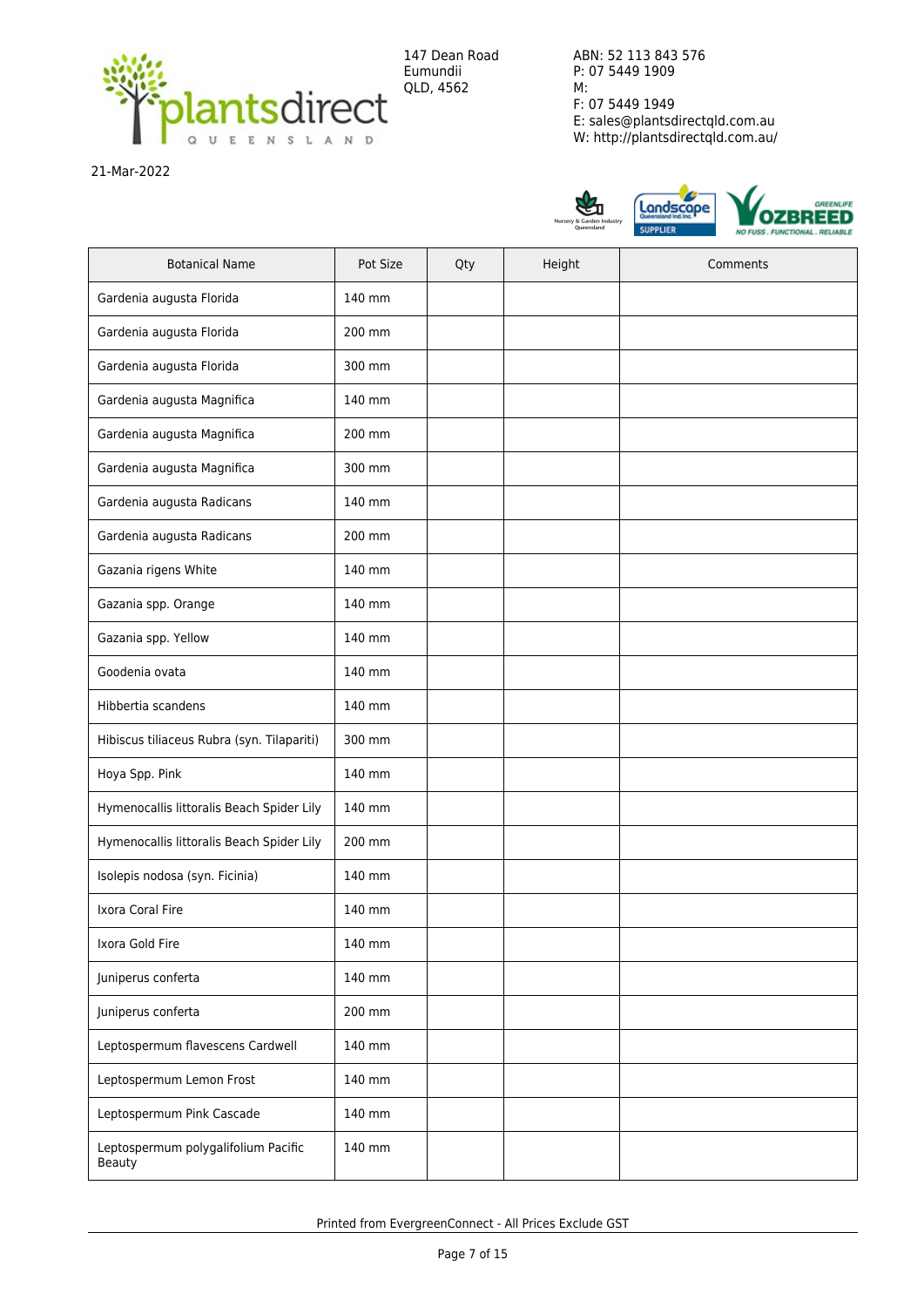plantsdirect QUEENSLAND

147 Dean Road
Eumundii
QLD, 4562

ABN: 52 113 843 576
P: 07 5449 1909
M:
F: 07 5449 1949
E: sales@plantsdirectqld.com.au
W: http://plantsdirectqld.com.au/

21-Mar-2022

| Botanical Name | Pot Size | Qty | Height | Comments |
|---|---|---|---|---|
| Gardenia augusta Florida | 140 mm | | | |
| Gardenia augusta Florida | 200 mm | | | |
| Gardenia augusta Florida | 300 mm | | | |
| Gardenia augusta Magnifica | 140 mm | | | |
| Gardenia augusta Magnifica | 200 mm | | | |
| Gardenia augusta Magnifica | 300 mm | | | |
| Gardenia augusta Radicans | 140 mm | | | |
| Gardenia augusta Radicans | 200 mm | | | |
| Gazania rigens White | 140 mm | | | |
| Gazania spp. Orange | 140 mm | | | |
| Gazania spp. Yellow | 140 mm | | | |
| Goodenia ovata | 140 mm | | | |
| Hibbertia scandens | 140 mm | | | |
| Hibiscus tiliaceus Rubra (syn. Tilapariti) | 300 mm | | | |
| Hoya Spp. Pink | 140 mm | | | |
| Hymenocallis littoralis Beach Spider Lily | 140 mm | | | |
| Hymenocallis littoralis Beach Spider Lily | 200 mm | | | |
| Isolepis nodosa (syn. Ficinia) | 140 mm | | | |
| Ixora Coral Fire | 140 mm | | | |
| Ixora Gold Fire | 140 mm | | | |
| Juniperus conferta | 140 mm | | | |
| Juniperus conferta | 200 mm | | | |
| Leptospermum flavescens Cardwell | 140 mm | | | |
| Leptospermum Lemon Frost | 140 mm | | | |
| Leptospermum Pink Cascade | 140 mm | | | |
| Leptospermum polygalifolium Pacific Beauty | 140 mm | | | |

Printed from EvergreenConnect - All Prices Exclude GST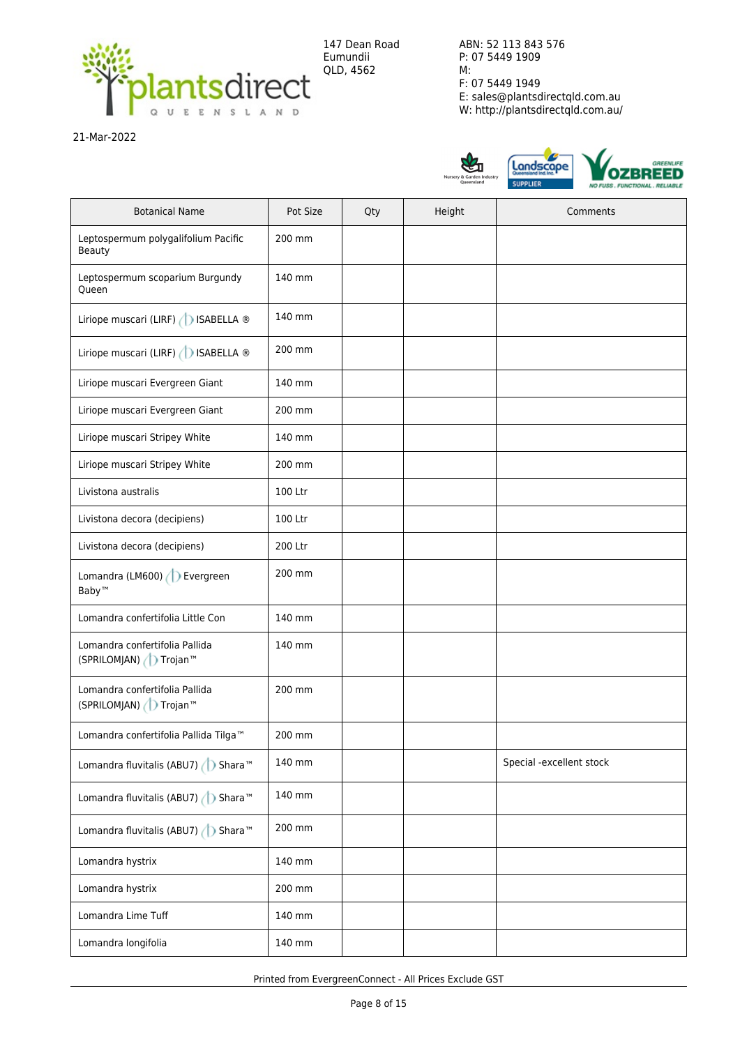147 Dean Road
Eumundii
QLD, 4562

ABN: 52 113 843 576
P: 07 5449 1909
M:
F: 07 5449 1949
E: sales@plantsdirectqld.com.au
W: http://plantsdirectqld.com.au/

21-Mar-2022

| Botanical Name | Pot Size | Qty | Height | Comments |
|---|---|---|---|---|
| Leptospermum polygalifolium Pacific Beauty | 200 mm | | | |
| Leptospermum scoparium Burgundy Queen | 140 mm | | | |
| Liriope muscari (LIRF) ISABELLA ® | 140 mm | | | |
| Liriope muscari (LIRF) ISABELLA ® | 200 mm | | | |
| Liriope muscari Evergreen Giant | 140 mm | | | |
| Liriope muscari Evergreen Giant | 200 mm | | | |
| Liriope muscari Stripey White | 140 mm | | | |
| Liriope muscari Stripey White | 200 mm | | | |
| Livistona australis | 100 Ltr | | | |
| Livistona decora (decipiens) | 100 Ltr | | | |
| Livistona decora (decipiens) | 200 Ltr | | | |
| Lomandra (LM600) Evergreen Baby™ | 200 mm | | | |
| Lomandra confertifolia Little Con | 140 mm | | | |
| Lomandra confertifolia Pallida (SPRILOMJAN) Trojan™ | 140 mm | | | |
| Lomandra confertifolia Pallida (SPRILOMJAN) Trojan™ | 200 mm | | | |
| Lomandra confertifolia Pallida Tilga™ | 200 mm | | | |
| Lomandra fluvitalis (ABU7) Shara™ | 140 mm | | | Special -excellent stock |
| Lomandra fluvitalis (ABU7) Shara™ | 140 mm | | | |
| Lomandra fluvitalis (ABU7) Shara™ | 200 mm | | | |
| Lomandra hystrix | 140 mm | | | |
| Lomandra hystrix | 200 mm | | | |
| Lomandra Lime Tuff | 140 mm | | | |
| Lomandra longifolia | 140 mm | | | |

Printed from EvergreenConnect - All Prices Exclude GST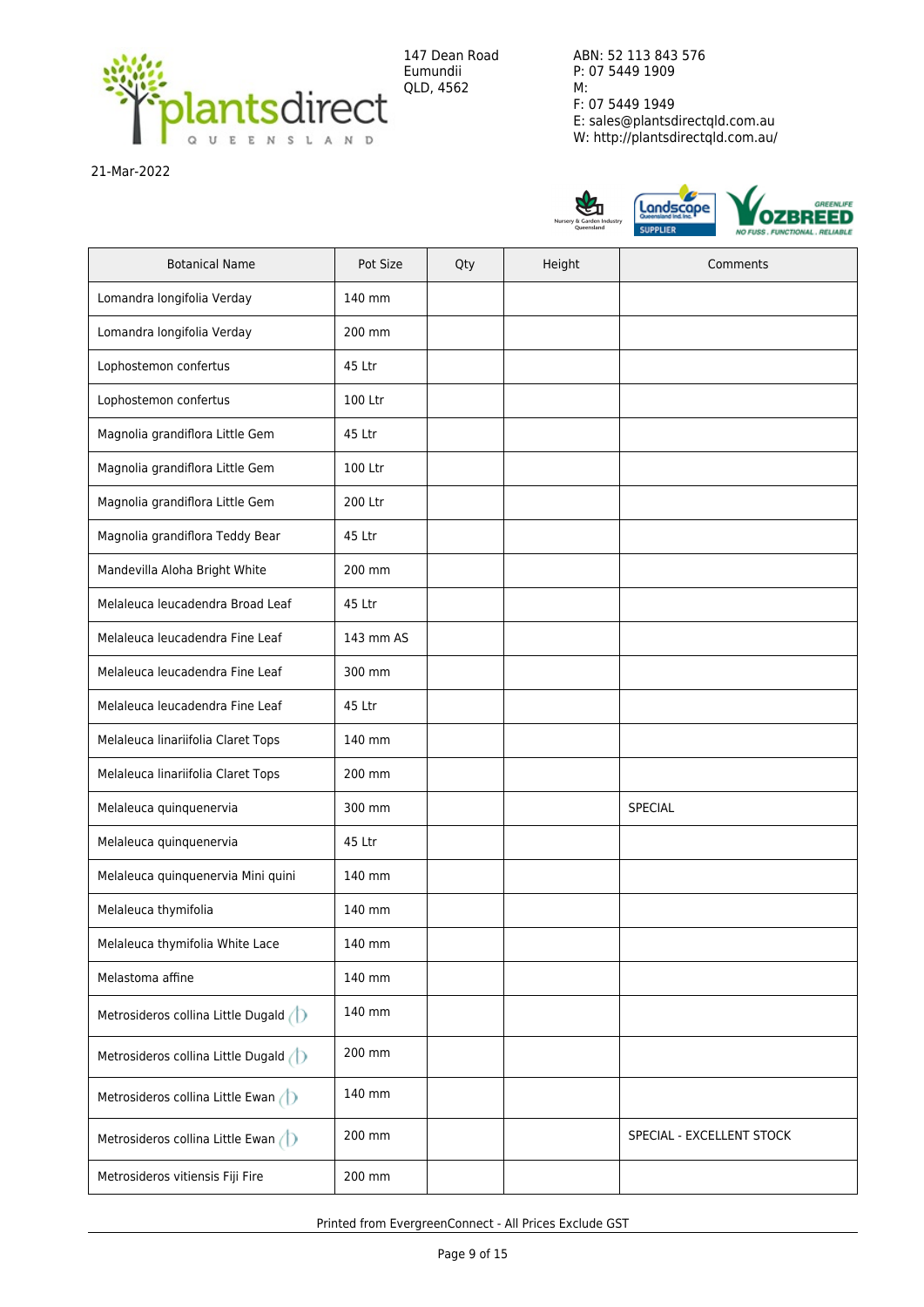147 Dean Road
Eumundii
QLD, 4562

ABN: 52 113 843 576
P: 07 5449 1909
M:
F: 07 5449 1949
E: sales@plantsdirectqld.com.au
W: http://plantsdirectqld.com.au/

21-Mar-2022

| Botanical Name | Pot Size | Qty | Height | Comments |
|---|---|---|---|---|
| Lomandra longifolia Verday | 140 mm | | | |
| Lomandra longifolia Verday | 200 mm | | | |
| Lophostemon confertus | 45 Ltr | | | |
| Lophostemon confertus | 100 Ltr | | | |
| Magnolia grandiflora Little Gem | 45 Ltr | | | |
| Magnolia grandiflora Little Gem | 100 Ltr | | | |
| Magnolia grandiflora Little Gem | 200 Ltr | | | |
| Magnolia grandiflora Teddy Bear | 45 Ltr | | | |
| Mandevilla Aloha Bright White | 200 mm | | | |
| Melaleuca leucadendra Broad Leaf | 45 Ltr | | | |
| Melaleuca leucadendra Fine Leaf | 143 mm AS | | | |
| Melaleuca leucadendra Fine Leaf | 300 mm | | | |
| Melaleuca leucadendra Fine Leaf | 45 Ltr | | | |
| Melaleuca linariifolia Claret Tops | 140 mm | | | |
| Melaleuca linariifolia Claret Tops | 200 mm | | | |
| Melaleuca quinquenervia | 300 mm | | | SPECIAL |
| Melaleuca quinquenervia | 45 Ltr | | | |
| Melaleuca quinquenervia Mini quini | 140 mm | | | |
| Melaleuca thymifolia | 140 mm | | | |
| Melaleuca thymifolia White Lace | 140 mm | | | |
| Melastoma affine | 140 mm | | | |
| Metrosideros collina Little Dugald | 140 mm | | | |
| Metrosideros collina Little Dugald | 200 mm | | | |
| Metrosideros collina Little Ewan | 140 mm | | | |
| Metrosideros collina Little Ewan | 200 mm | | | SPECIAL - EXCELLENT STOCK |
| Metrosideros vitiensis Fiji Fire | 200 mm | | | |

Printed from EvergreenConnect - All Prices Exclude GST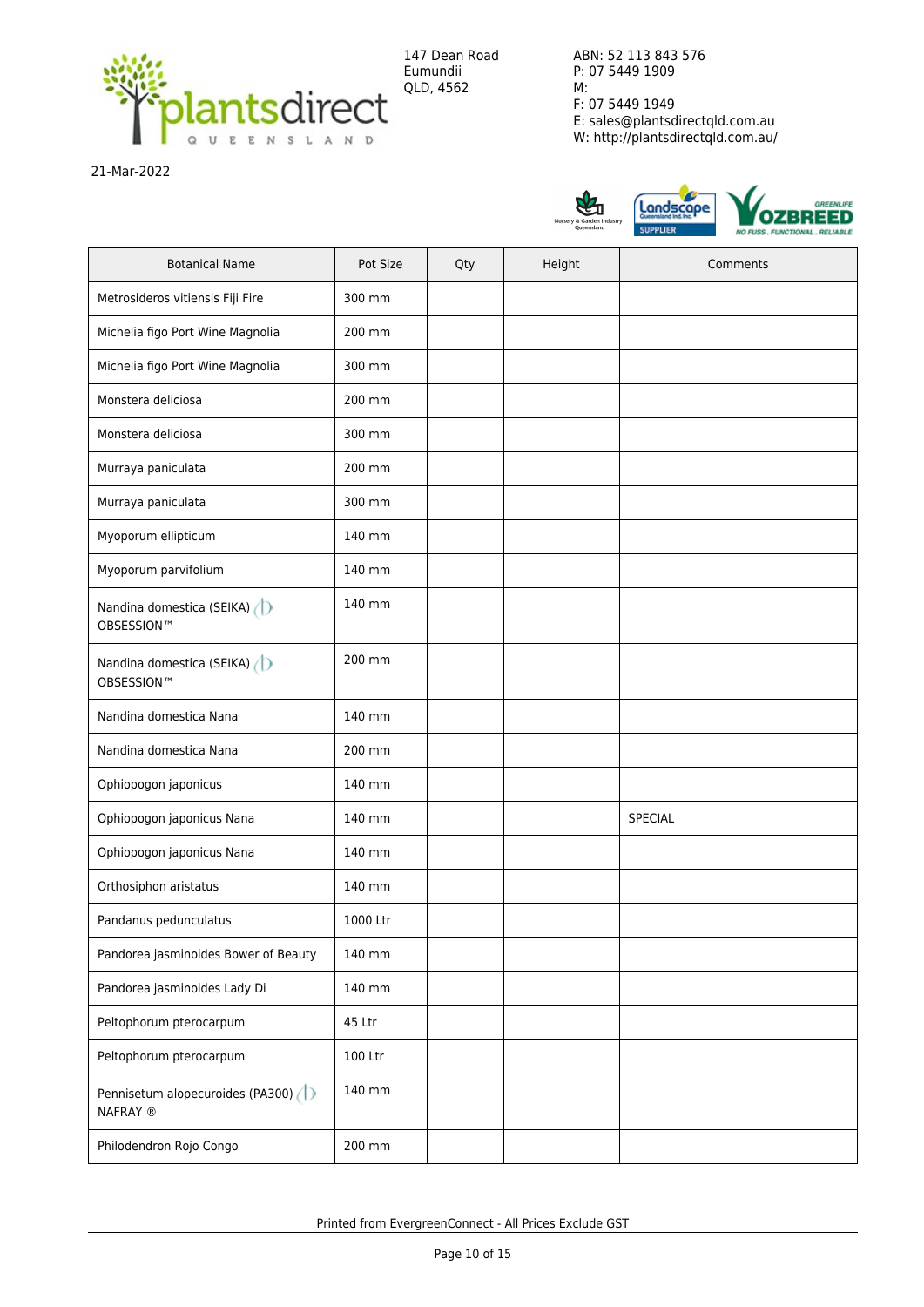147 Dean Road
Eumundii
QLD, 4562

ABN: 52 113 843 576
P: 07 5449 1909
M:
F: 07 5449 1949
E: sales@plantsdirectqld.com.au
W: http://plantsdirectqld.com.au/

21-Mar-2022

| Botanical Name | Pot Size | Qty | Height | Comments |
|---|---|---|---|---|
| Metrosideros vitiensis Fiji Fire | 300 mm | | | |
| Michelia figo Port Wine Magnolia | 200 mm | | | |
| Michelia figo Port Wine Magnolia | 300 mm | | | |
| Monstera deliciosa | 200 mm | | | |
| Monstera deliciosa | 300 mm | | | |
| Murraya paniculata | 200 mm | | | |
| Murraya paniculata | 300 mm | | | |
| Myoporum ellipticum | 140 mm | | | |
| Myoporum parvifolium | 140 mm | | | |
| Nandina domestica (SEIKA) OBSESSION™ | 140 mm | | | |
| Nandina domestica (SEIKA) OBSESSION™ | 200 mm | | | |
| Nandina domestica Nana | 140 mm | | | |
| Nandina domestica Nana | 200 mm | | | |
| Ophiopogon japonicus | 140 mm | | | |
| Ophiopogon japonicus Nana | 140 mm | | | SPECIAL |
| Ophiopogon japonicus Nana | 140 mm | | | |
| Orthosiphon aristatus | 140 mm | | | |
| Pandanus pedunculatus | 1000 Ltr | | | |
| Pandorea jasminoides Bower of Beauty | 140 mm | | | |
| Pandorea jasminoides Lady Di | 140 mm | | | |
| Peltophorum pterocarpum | 45 Ltr | | | |
| Peltophorum pterocarpum | 100 Ltr | | | |
| Pennisetum alopecuroides (PA300) NAFRAY ® | 140 mm | | | |
| Philodendron Rojo Congo | 200 mm | | | |

Printed from EvergreenConnect - All Prices Exclude GST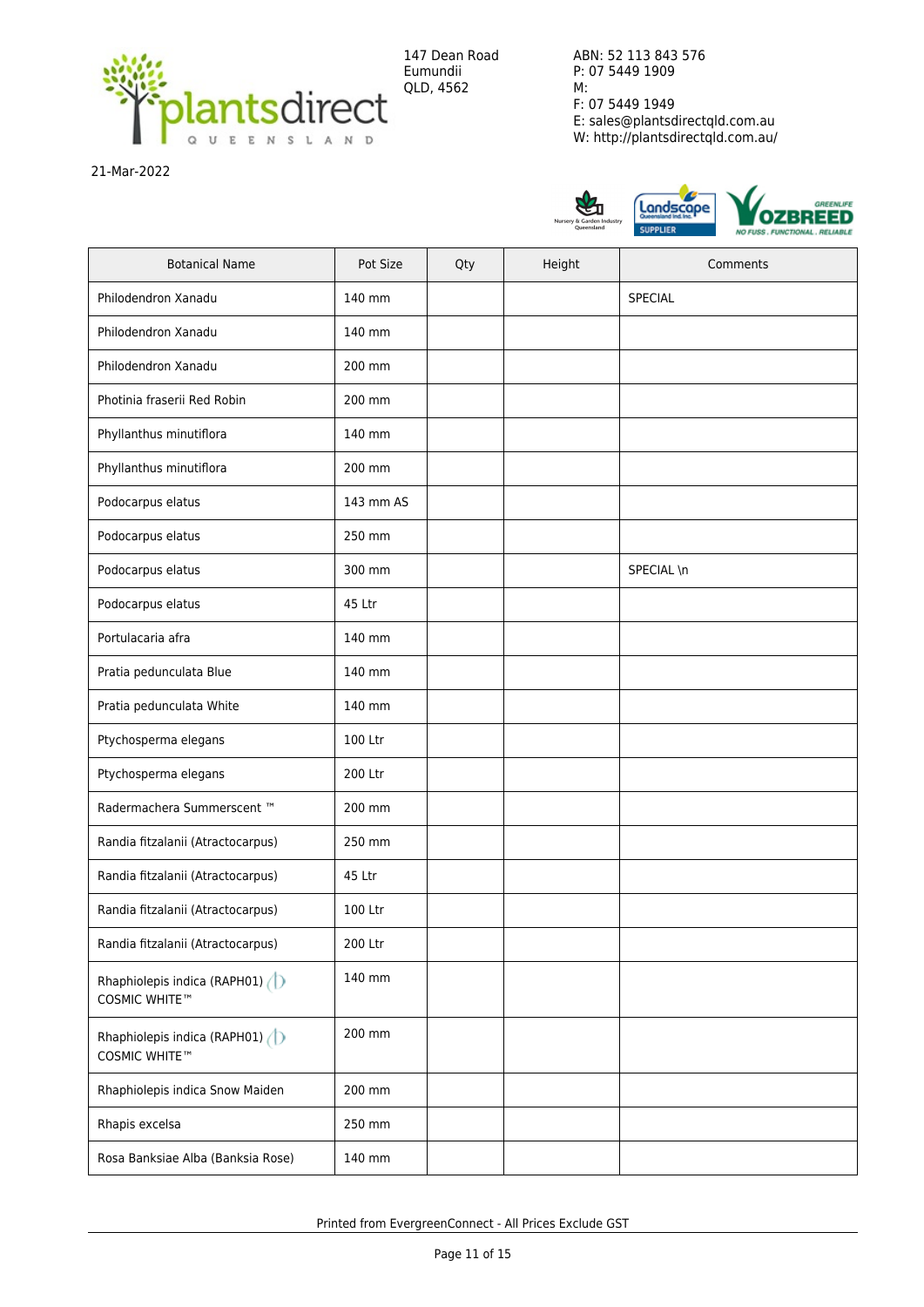147 Dean Road
Eumundii
QLD, 4562

ABN: 52 113 843 576
P: 07 5449 1909
M:
F: 07 5449 1949
E: sales@plantsdirectqld.com.au
W: http://plantsdirectqld.com.au/

21-Mar-2022

| Botanical Name | Pot Size | Qty | Height | Comments |
|---|---|---|---|---|
| Philodendron Xanadu | 140 mm | | | SPECIAL |
| Philodendron Xanadu | 140 mm | | | |
| Philodendron Xanadu | 200 mm | | | |
| Photinia fraserii Red Robin | 200 mm | | | |
| Phyllanthus minutiflora | 140 mm | | | |
| Phyllanthus minutiflora | 200 mm | | | |
| Podocarpus elatus | 143 mm AS | | | |
| Podocarpus elatus | 250 mm | | | |
| Podocarpus elatus | 300 mm | | | SPECIAL \n |
| Podocarpus elatus | 45 Ltr | | | |
| Portulacaria afra | 140 mm | | | |
| Pratia pedunculata Blue | 140 mm | | | |
| Pratia pedunculata White | 140 mm | | | |
| Ptychosperma elegans | 100 Ltr | | | |
| Ptychosperma elegans | 200 Ltr | | | |
| Radermachera Summerscent ™ | 200 mm | | | |
| Randia fitzalanii (Atractocarpus) | 250 mm | | | |
| Randia fitzalanii (Atractocarpus) | 45 Ltr | | | |
| Randia fitzalanii (Atractocarpus) | 100 Ltr | | | |
| Randia fitzalanii (Atractocarpus) | 200 Ltr | | | |
| Rhaphiolepis indica (RAPH01) COSMIC WHITE™ | 140 mm | | | |
| Rhaphiolepis indica (RAPH01) COSMIC WHITE™ | 200 mm | | | |
| Rhaphiolepis indica Snow Maiden | 200 mm | | | |
| Rhapis excelsa | 250 mm | | | |
| Rosa Banksiae Alba (Banksia Rose) | 140 mm | | | |

Printed from EvergreenConnect - All Prices Exclude GST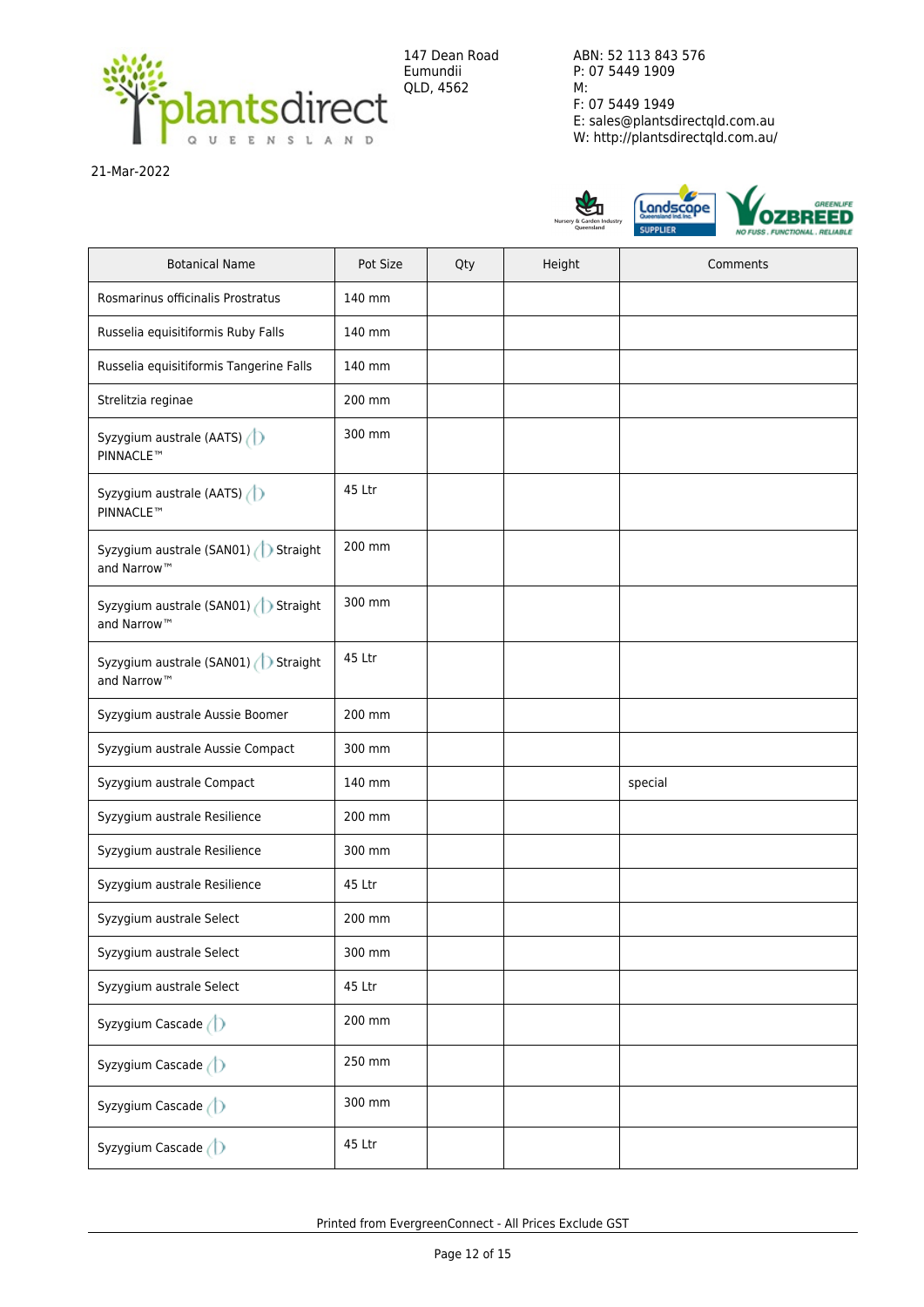147 Dean Road
Eumundii
QLD, 4562

ABN: 52 113 843 576
P: 07 5449 1909
M:
F: 07 5449 1949
E: sales@plantsdirectqld.com.au
W: http://plantsdirectqld.com.au/

21-Mar-2022

| Botanical Name | Pot Size | Qty | Height | Comments |
| --- | --- | --- | --- | --- |
| Rosmarinus officinalis Prostratus | 140 mm | | | |
| Russelia equisitiformis Ruby Falls | 140 mm | | | |
| Russelia equisitiformis Tangerine Falls | 140 mm | | | |
| Strelitzia reginae | 200 mm | | | |
| Syzygium australe (AATS) PINNACLE™ | 300 mm | | | |
| Syzygium australe (AATS) PINNACLE™ | 45 Ltr | | | |
| Syzygium australe (SAN01) Straight and Narrow™ | 200 mm | | | |
| Syzygium australe (SAN01) Straight and Narrow™ | 300 mm | | | |
| Syzygium australe (SAN01) Straight and Narrow™ | 45 Ltr | | | |
| Syzygium australe Aussie Boomer | 200 mm | | | |
| Syzygium australe Aussie Compact | 300 mm | | | |
| Syzygium australe Compact | 140 mm | | | special |
| Syzygium australe Resilience | 200 mm | | | |
| Syzygium australe Resilience | 300 mm | | | |
| Syzygium australe Resilience | 45 Ltr | | | |
| Syzygium australe Select | 200 mm | | | |
| Syzygium australe Select | 300 mm | | | |
| Syzygium australe Select | 45 Ltr | | | |
| Syzygium Cascade | 200 mm | | | |
| Syzygium Cascade | 250 mm | | | |
| Syzygium Cascade | 300 mm | | | |
| Syzygium Cascade | 45 Ltr | | | |

Printed from EvergreenConnect - All Prices Exclude GST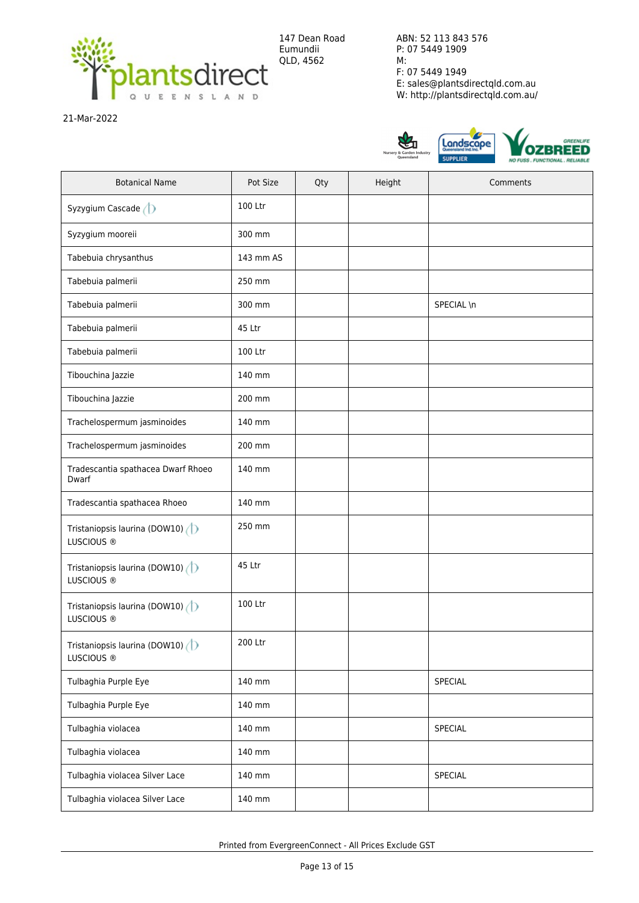147 Dean Road
Eumundii
QLD, 4562

ABN: 52 113 843 576
P: 07 5449 1909
M:
F: 07 5449 1949
E: sales@plantsdirectqld.com.au
W: http://plantsdirectqld.com.au/

21-Mar-2022

| Botanical Name | Pot Size | Qty | Height | Comments |
|---|---|---|---|---|
| Syzygium Cascade | 100 Ltr | | | |
| Syzygium mooreii | 300 mm | | | |
| Tabebuia chrysanthus | 143 mm AS | | | |
| Tabebuia palmerii | 250 mm | | | |
| Tabebuia palmerii | 300 mm | | | SPECIAL \n |
| Tabebuia palmerii | 45 Ltr | | | |
| Tabebuia palmerii | 100 Ltr | | | |
| Tibouchina Jazzie | 140 mm | | | |
| Tibouchina Jazzie | 200 mm | | | |
| Trachelospermum jasminoides | 140 mm | | | |
| Trachelospermum jasminoides | 200 mm | | | |
| Tradescantia spathacea Dwarf Rhoeo Dwarf | 140 mm | | | |
| Tradescantia spathacea Rhoeo | 140 mm | | | |
| Tristaniopsis laurina (DOW10) LUSCIOUS ® | 250 mm | | | |
| Tristaniopsis laurina (DOW10) LUSCIOUS ® | 45 Ltr | | | |
| Tristaniopsis laurina (DOW10) LUSCIOUS ® | 100 Ltr | | | |
| Tristaniopsis laurina (DOW10) LUSCIOUS ® | 200 Ltr | | | |
| Tulbaghia Purple Eye | 140 mm | | | SPECIAL |
| Tulbaghia Purple Eye | 140 mm | | | |
| Tulbaghia violacea | 140 mm | | | SPECIAL |
| Tulbaghia violacea | 140 mm | | | |
| Tulbaghia violacea Silver Lace | 140 mm | | | SPECIAL |
| Tulbaghia violacea Silver Lace | 140 mm | | | |

Printed from EvergreenConnect - All Prices Exclude GST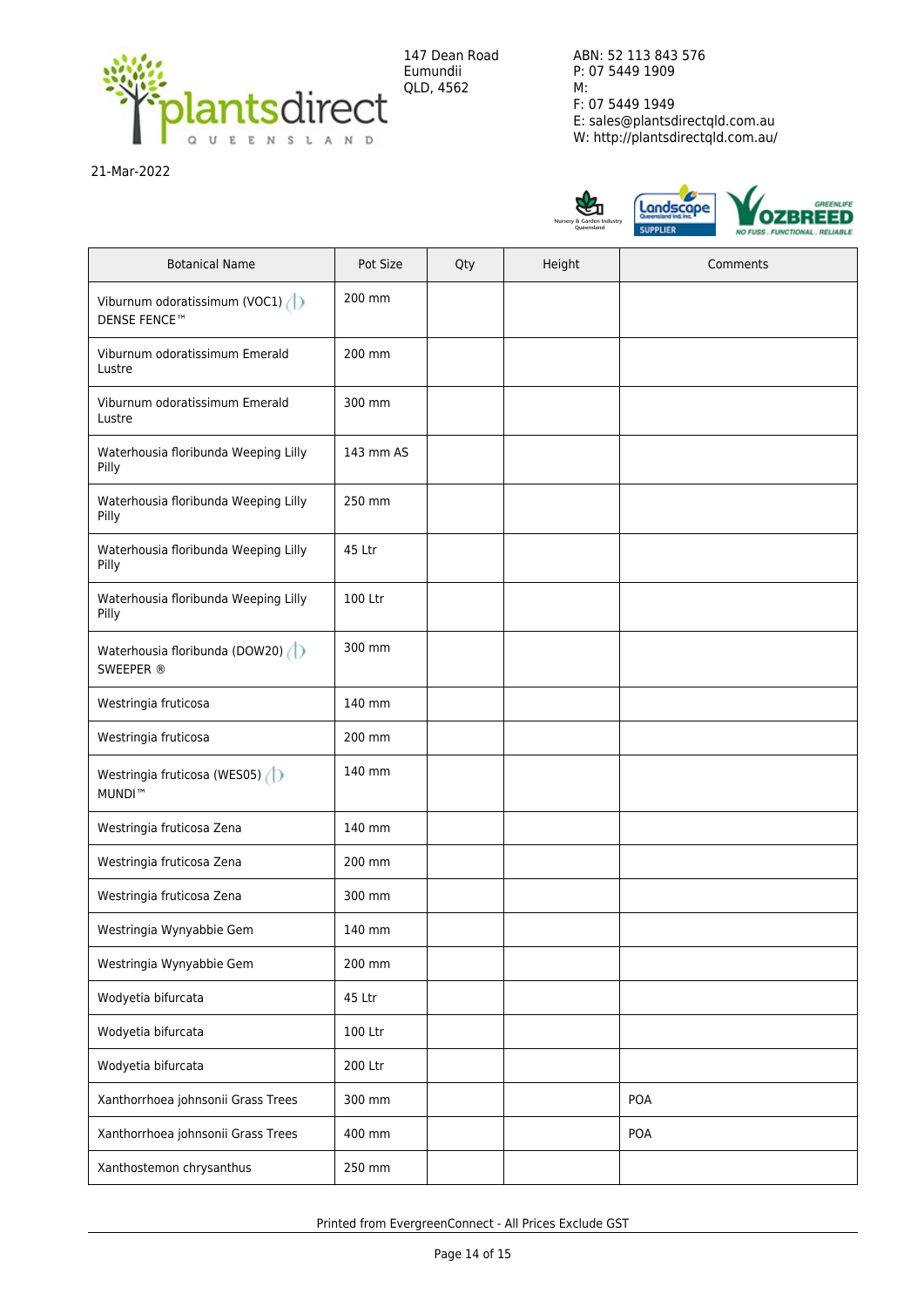147 Dean Road
Eumundii
QLD, 4562

ABN: 52 113 843 576
P: 07 5449 1909
M:
F: 07 5449 1949
E: sales@plantsdirectqld.com.au
W: http://plantsdirectqld.com.au/

21-Mar-2022

| Botanical Name | Pot Size | Qty | Height | Comments |
|---|---|---|---|---|
| Viburnum odoratissimum (VOC1) DENSE FENCE™ | 200 mm | | | |
| Viburnum odoratissimum Emerald Lustre | 200 mm | | | |
| Viburnum odoratissimum Emerald Lustre | 300 mm | | | |
| Waterhousia floribunda Weeping Lilly Pilly | 143 mm AS | | | |
| Waterhousia floribunda Weeping Lilly Pilly | 250 mm | | | |
| Waterhousia floribunda Weeping Lilly Pilly | 45 Ltr | | | |
| Waterhousia floribunda Weeping Lilly Pilly | 100 Ltr | | | |
| Waterhousia floribunda (DOW20) SWEEPER ® | 300 mm | | | |
| Westringia fruticosa | 140 mm | | | |
| Westringia fruticosa | 200 mm | | | |
| Westringia fruticosa (WES05) MUNDI™ | 140 mm | | | |
| Westringia fruticosa Zena | 140 mm | | | |
| Westringia fruticosa Zena | 200 mm | | | |
| Westringia fruticosa Zena | 300 mm | | | |
| Westringia Wynyabbie Gem | 140 mm | | | |
| Westringia Wynyabbie Gem | 200 mm | | | |
| Wodyetia bifurcata | 45 Ltr | | | |
| Wodyetia bifurcata | 100 Ltr | | | |
| Wodyetia bifurcata | 200 Ltr | | | |
| Xanthorrhoea johnsonii Grass Trees | 300 mm | | | POA |
| Xanthorrhoea johnsonii Grass Trees | 400 mm | | | POA |
| Xanthostemon chrysanthus | 250 mm | | | |

Printed from EvergreenConnect - All Prices Exclude GST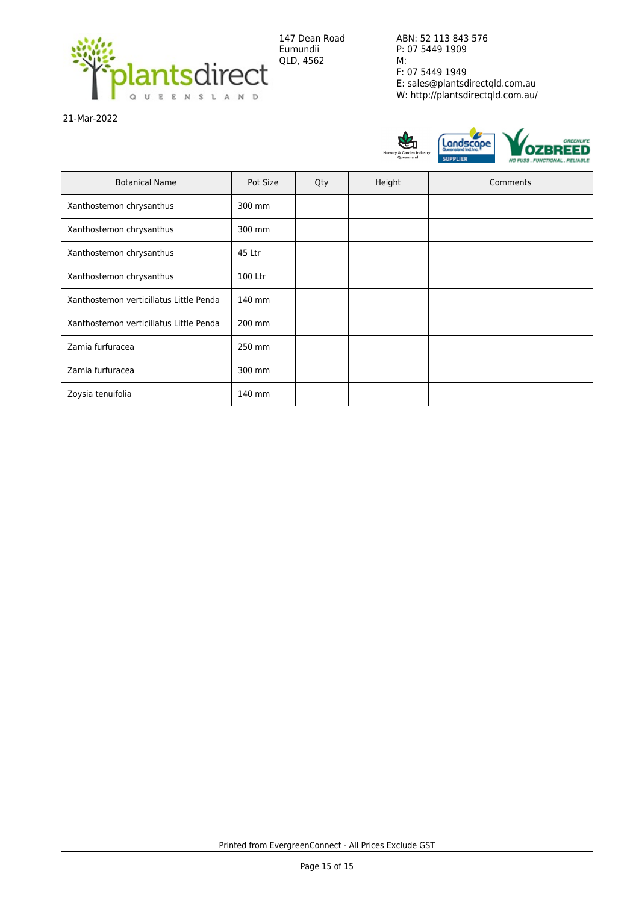147 Dean Road
Eumundii
QLD, 4562

ABN: 52 113 843 576
P: 07 5449 1909
M:
F: 07 5449 1949
E: sales@plantsdirectqld.com.au
W: http://plantsdirectqld.com.au/

21-Mar-2022

| Botanical Name | Pot Size | Qty | Height | Comments |
|---|---|---|---|---|
| Xanthostemon chrysanthus | 300 mm | | | |
| Xanthostemon chrysanthus | 300 mm | | | |
| Xanthostemon chrysanthus | 45 Ltr | | | |
| Xanthostemon chrysanthus | 100 Ltr | | | |
| Xanthostemon verticillatus Little Penda | 140 mm | | | |
| Xanthostemon verticillatus Little Penda | 200 mm | | | |
| Zamia furfuracea | 250 mm | | | |
| Zamia furfuracea | 300 mm | | | |
| Zoysia tenuifolia | 140 mm | | | |

Printed from EvergreenConnect - All Prices Exclude GST